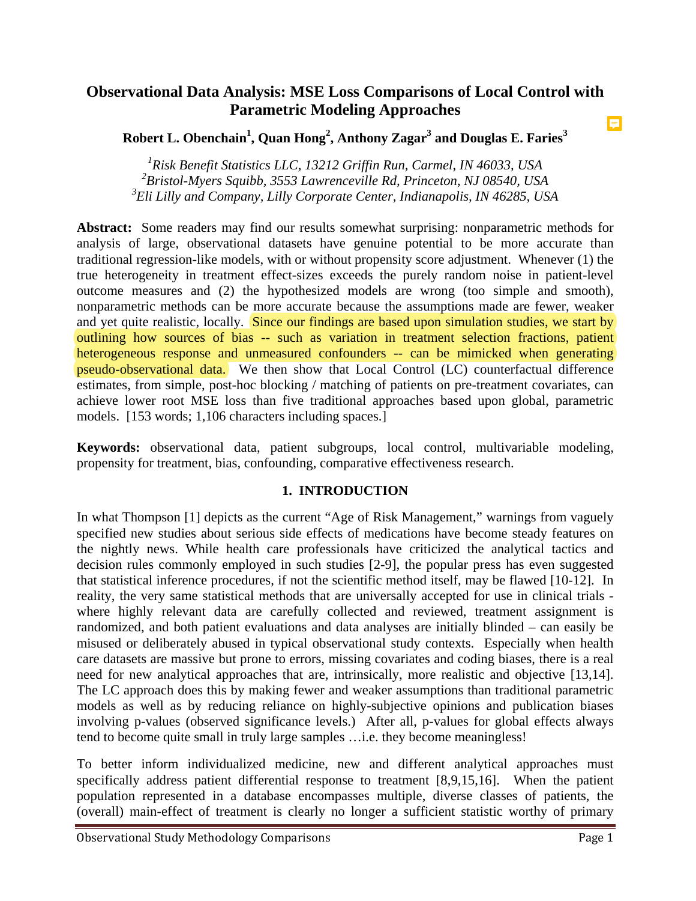# Observational Data Analysis: MSE Loss Comparisons of Local Control with Parametric Modeling Approaches

**Robert L. Obenchain[1], Quan Hong[2], Anthony Zagar[3] and Douglas E. Faries[3]**

*[1]Risk Benefit Statistics LLC, 13212 Griffin Run, Carmel, IN 46033, USA*
*[2]Bristol-Myers Squibb, 3553 Lawrenceville Rd, Princeton, NJ 08540, USA*
*[3]Eli Lilly and Company, Lilly Corporate Center, Indianapolis, IN 46285, USA*

**Abstract:** Some readers may find our results somewhat surprising: nonparametric methods for analysis of large, observational datasets have genuine potential to be more accurate than traditional regression-like models, with or without propensity score adjustment. Whenever (1) the true heterogeneity in treatment effect-sizes exceeds the purely random noise in patient-level outcome measures and (2) the hypothesized models are wrong (too simple and smooth), nonparametric methods can be more accurate because the assumptions made are fewer, weaker and yet quite realistic, locally. Since our findings are based upon simulation studies, we start by outlining how sources of bias -- such as variation in treatment selection fractions, patient heterogeneous response and unmeasured confounders -- can be mimicked when generating pseudo-observational data. We then show that Local Control (LC) counterfactual difference estimates, from simple, post-hoc blocking / matching of patients on pre-treatment covariates, can achieve lower root MSE loss than five traditional approaches based upon global, parametric models. [153 words; 1,106 characters including spaces.]

**Keywords:** observational data, patient subgroups, local control, multivariable modeling, propensity for treatment, bias, confounding, comparative effectiveness research.

## 1. INTRODUCTION

In what Thompson [1] depicts as the current "Age of Risk Management," warnings from vaguely specified new studies about serious side effects of medications have become steady features on the nightly news. While health care professionals have criticized the analytical tactics and decision rules commonly employed in such studies [2-9], the popular press has even suggested that statistical inference procedures, if not the scientific method itself, may be flawed [10-12]. In reality, the very same statistical methods that are universally accepted for use in clinical trials - where highly relevant data are carefully collected and reviewed, treatment assignment is randomized, and both patient evaluations and data analyses are initially blinded – can easily be misused or deliberately abused in typical observational study contexts. Especially when health care datasets are massive but prone to errors, missing covariates and coding biases, there is a real need for new analytical approaches that are, intrinsically, more realistic and objective [13,14]. The LC approach does this by making fewer and weaker assumptions than traditional parametric models as well as by reducing reliance on highly-subjective opinions and publication biases involving p-values (observed significance levels.) After all, p-values for global effects always tend to become quite small in truly large samples …i.e. they become meaningless!

To better inform individualized medicine, new and different analytical approaches must specifically address patient differential response to treatment [8,9,15,16]. When the patient population represented in a database encompasses multiple, diverse classes of patients, the (overall) main-effect of treatment is clearly no longer a sufficient statistic worthy of primary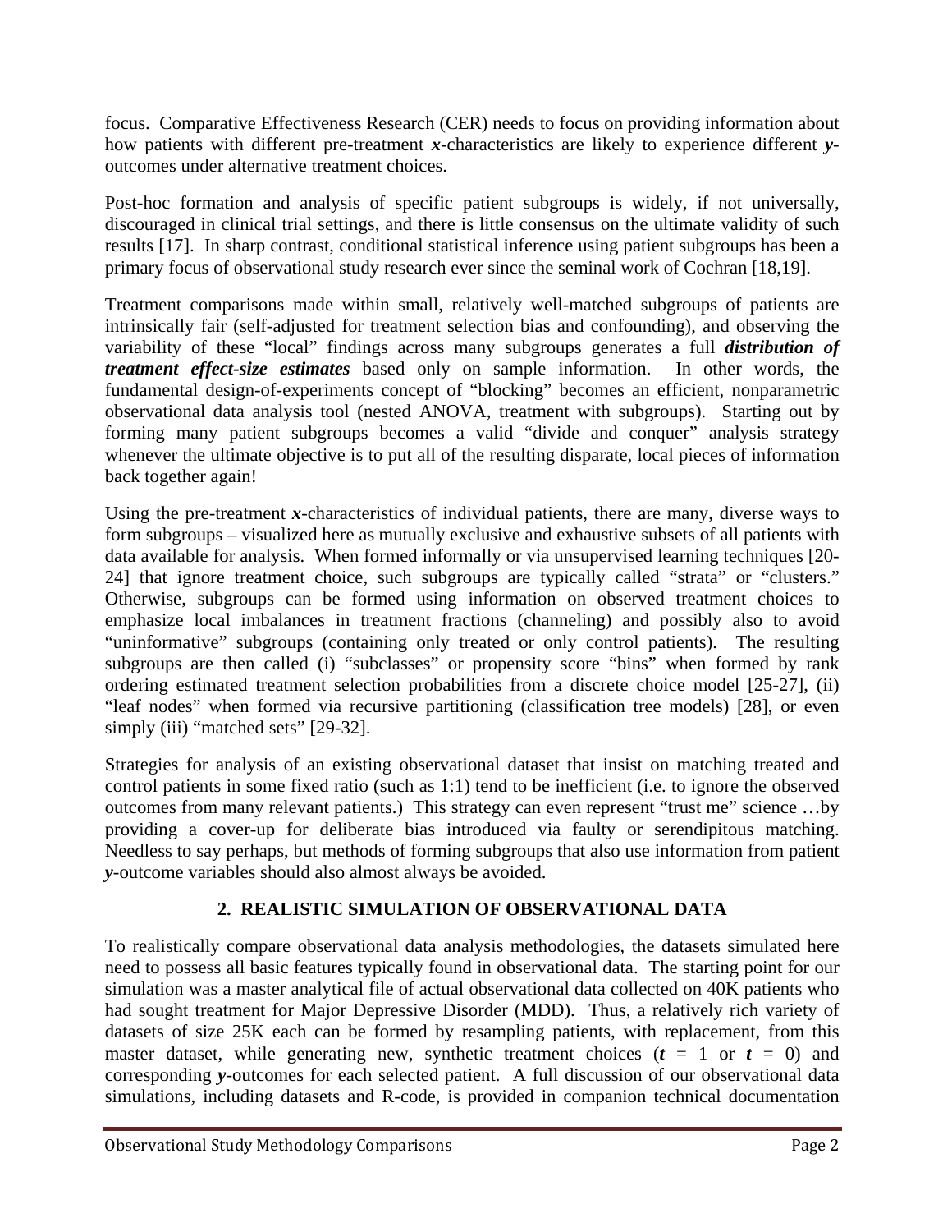focus. Comparative Effectiveness Research (CER) needs to focus on providing information about how patients with different pre-treatment ***x***-characteristics are likely to experience different ***y***-outcomes under alternative treatment choices.

Post-hoc formation and analysis of specific patient subgroups is widely, if not universally, discouraged in clinical trial settings, and there is little consensus on the ultimate validity of such results [17]. In sharp contrast, conditional statistical inference using patient subgroups has been a primary focus of observational study research ever since the seminal work of Cochran [18,19].

Treatment comparisons made within small, relatively well-matched subgroups of patients are intrinsically fair (self-adjusted for treatment selection bias and confounding), and observing the variability of these "local" findings across many subgroups generates a full ***distribution of treatment effect-size estimates*** based only on sample information. In other words, the fundamental design-of-experiments concept of "blocking" becomes an efficient, nonparametric observational data analysis tool (nested ANOVA, treatment with subgroups). Starting out by forming many patient subgroups becomes a valid "divide and conquer" analysis strategy whenever the ultimate objective is to put all of the resulting disparate, local pieces of information back together again!

Using the pre-treatment ***x***-characteristics of individual patients, there are many, diverse ways to form subgroups – visualized here as mutually exclusive and exhaustive subsets of all patients with data available for analysis. When formed informally or via unsupervised learning techniques [20-24] that ignore treatment choice, such subgroups are typically called "strata" or "clusters." Otherwise, subgroups can be formed using information on observed treatment choices to emphasize local imbalances in treatment fractions (channeling) and possibly also to avoid "uninformative" subgroups (containing only treated or only control patients). The resulting subgroups are then called (i) "subclasses" or propensity score "bins" when formed by rank ordering estimated treatment selection probabilities from a discrete choice model [25-27], (ii) "leaf nodes" when formed via recursive partitioning (classification tree models) [28], or even simply (iii) "matched sets" [29-32].

Strategies for analysis of an existing observational dataset that insist on matching treated and control patients in some fixed ratio (such as 1:1) tend to be inefficient (i.e. to ignore the observed outcomes from many relevant patients.) This strategy can even represent "trust me" science …by providing a cover-up for deliberate bias introduced via faulty or serendipitous matching. Needless to say perhaps, but methods of forming subgroups that also use information from patient ***y***-outcome variables should also almost always be avoided.

## 2. REALISTIC SIMULATION OF OBSERVATIONAL DATA

To realistically compare observational data analysis methodologies, the datasets simulated here need to possess all basic features typically found in observational data. The starting point for our simulation was a master analytical file of actual observational data collected on 40K patients who had sought treatment for Major Depressive Disorder (MDD). Thus, a relatively rich variety of datasets of size 25K each can be formed by resampling patients, with replacement, from this master dataset, while generating new, synthetic treatment choices ($t$ = 1 or $t$ = 0) and corresponding ***y***-outcomes for each selected patient. A full discussion of our observational data simulations, including datasets and R-code, is provided in companion technical documentation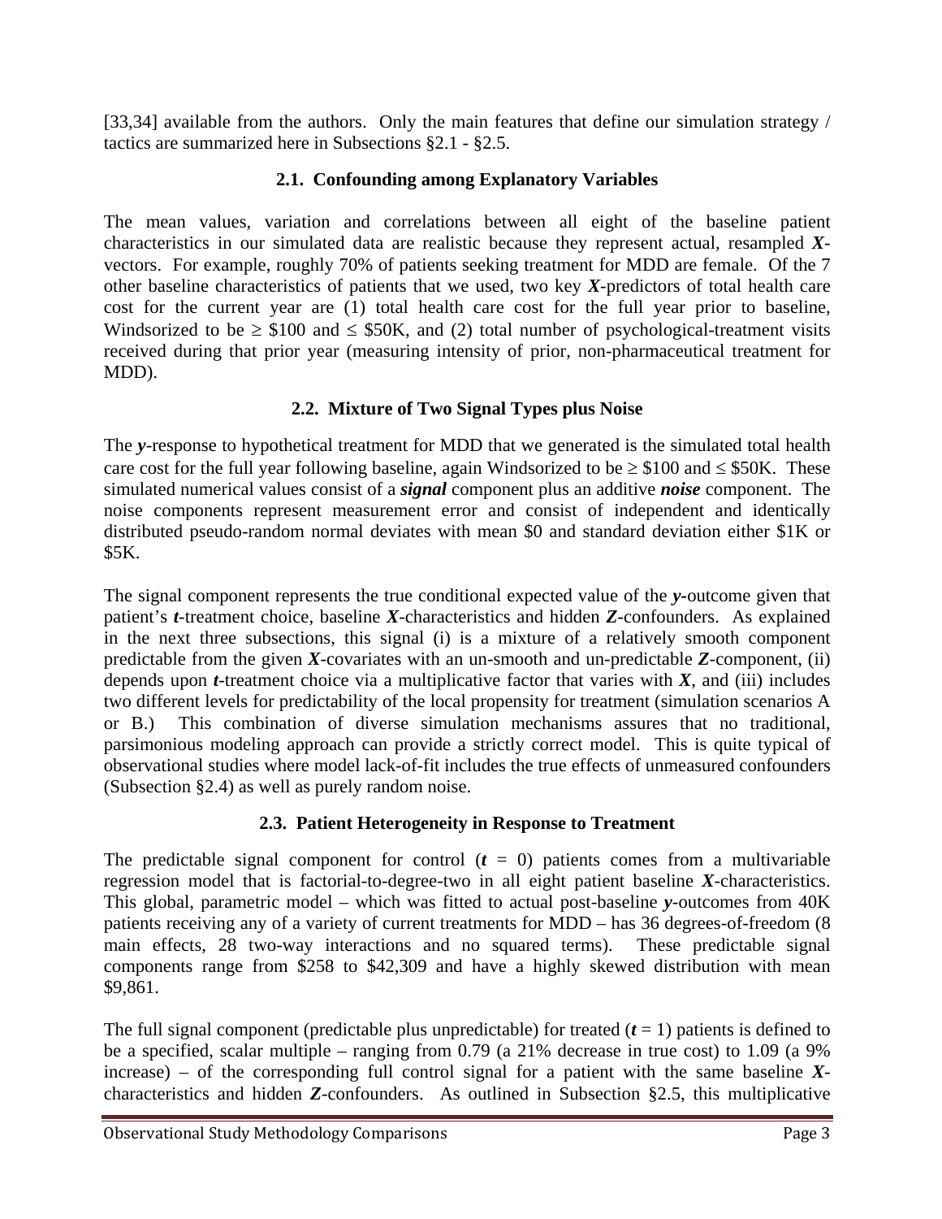[33,34] available from the authors. Only the main features that define our simulation strategy / tactics are summarized here in Subsections §2.1 - §2.5.

### 2.1. Confounding among Explanatory Variables

The mean values, variation and correlations between all eight of the baseline patient characteristics in our simulated data are realistic because they represent actual, resampled ***X***-vectors. For example, roughly 70% of patients seeking treatment for MDD are female. Of the 7 other baseline characteristics of patients that we used, two key ***X***-predictors of total health care cost for the current year are (1) total health care cost for the full year prior to baseline, Windsorized to be $\geq$ \$100 and $\leq$ \$50K, and (2) total number of psychological-treatment visits received during that prior year (measuring intensity of prior, non-pharmaceutical treatment for MDD).

### 2.2. Mixture of Two Signal Types plus Noise

The ***y***-response to hypothetical treatment for MDD that we generated is the simulated total health care cost for the full year following baseline, again Windsorized to be $\geq$ \$100 and $\leq$ \$50K. These simulated numerical values consist of a ***signal*** component plus an additive ***noise*** component. The noise components represent measurement error and consist of independent and identically distributed pseudo-random normal deviates with mean \$0 and standard deviation either \$1K or \$5K.

The signal component represents the true conditional expected value of the ***y***-outcome given that patient's ***t***-treatment choice, baseline ***X***-characteristics and hidden ***Z***-confounders. As explained in the next three subsections, this signal (i) is a mixture of a relatively smooth component predictable from the given ***X***-covariates with an un-smooth and un-predictable ***Z***-component, (ii) depends upon ***t***-treatment choice via a multiplicative factor that varies with ***X***, and (iii) includes two different levels for predictability of the local propensity for treatment (simulation scenarios A or B.) This combination of diverse simulation mechanisms assures that no traditional, parsimonious modeling approach can provide a strictly correct model. This is quite typical of observational studies where model lack-of-fit includes the true effects of unmeasured confounders (Subsection §2.4) as well as purely random noise.

### 2.3. Patient Heterogeneity in Response to Treatment

The predictable signal component for control ($t = 0$) patients comes from a multivariable regression model that is factorial-to-degree-two in all eight patient baseline ***X***-characteristics. This global, parametric model – which was fitted to actual post-baseline ***y***-outcomes from 40K patients receiving any of a variety of current treatments for MDD – has 36 degrees-of-freedom (8 main effects, 28 two-way interactions and no squared terms). These predictable signal components range from \$258 to \$42,309 and have a highly skewed distribution with mean \$9,861.

The full signal component (predictable plus unpredictable) for treated ($t = 1$) patients is defined to be a specified, scalar multiple – ranging from 0.79 (a 21% decrease in true cost) to 1.09 (a 9% increase) – of the corresponding full control signal for a patient with the same baseline ***X***-characteristics and hidden ***Z***-confounders. As outlined in Subsection §2.5, this multiplicative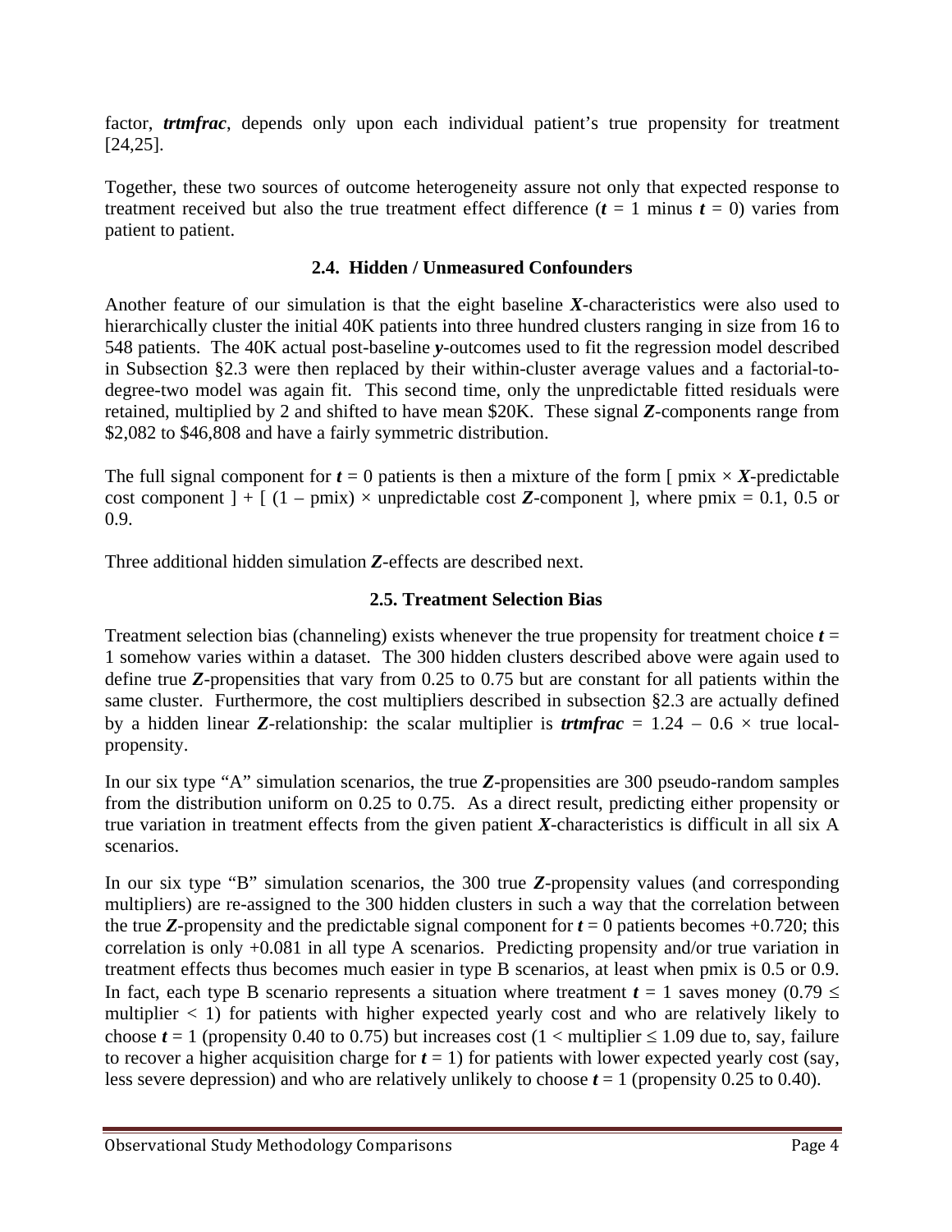factor, ***trtmfrac***, depends only upon each individual patient's true propensity for treatment [24,25].

Together, these two sources of outcome heterogeneity assure not only that expected response to treatment received but also the true treatment effect difference ($\boldsymbol{t}$ = 1 minus $\boldsymbol{t}$ = 0) varies from patient to patient.

### 2.4. Hidden / Unmeasured Confounders

Another feature of our simulation is that the eight baseline $\boldsymbol{X}$-characteristics were also used to hierarchically cluster the initial 40K patients into three hundred clusters ranging in size from 16 to 548 patients. The 40K actual post-baseline $\boldsymbol{y}$-outcomes used to fit the regression model described in Subsection §2.3 were then replaced by their within-cluster average values and a factorial-to-degree-two model was again fit. This second time, only the unpredictable fitted residuals were retained, multiplied by 2 and shifted to have mean \$20K. These signal $\boldsymbol{Z}$-components range from \$2,082 to \$46,808 and have a fairly symmetric distribution.

The full signal component for $\boldsymbol{t}$ = 0 patients is then a mixture of the form [ pmix × $\boldsymbol{X}$-predictable cost component ] + [ (1 – pmix) × unpredictable cost $\boldsymbol{Z}$-component ], where pmix = 0.1, 0.5 or 0.9.

Three additional hidden simulation $\boldsymbol{Z}$-effects are described next.

### 2.5. Treatment Selection Bias

Treatment selection bias (channeling) exists whenever the true propensity for treatment choice $\boldsymbol{t}$ = 1 somehow varies within a dataset. The 300 hidden clusters described above were again used to define true $\boldsymbol{Z}$-propensities that vary from 0.25 to 0.75 but are constant for all patients within the same cluster. Furthermore, the cost multipliers described in subsection §2.3 are actually defined by a hidden linear $\boldsymbol{Z}$-relationship: the scalar multiplier is ***trtmfrac*** = 1.24 – 0.6 × true local-propensity.

In our six type "A" simulation scenarios, the true $\boldsymbol{Z}$-propensities are 300 pseudo-random samples from the distribution uniform on 0.25 to 0.75. As a direct result, predicting either propensity or true variation in treatment effects from the given patient $\boldsymbol{X}$-characteristics is difficult in all six A scenarios.

In our six type "B" simulation scenarios, the 300 true $\boldsymbol{Z}$-propensity values (and corresponding multipliers) are re-assigned to the 300 hidden clusters in such a way that the correlation between the true $\boldsymbol{Z}$-propensity and the predictable signal component for $\boldsymbol{t}$ = 0 patients becomes +0.720; this correlation is only +0.081 in all type A scenarios. Predicting propensity and/or true variation in treatment effects thus becomes much easier in type B scenarios, at least when pmix is 0.5 or 0.9. In fact, each type B scenario represents a situation where treatment $\boldsymbol{t}$ = 1 saves money ($0.79 \leq$ multiplier $< 1$) for patients with higher expected yearly cost and who are relatively likely to choose $\boldsymbol{t}$ = 1 (propensity 0.40 to 0.75) but increases cost ($1 <$ multiplier $\leq 1.09$ due to, say, failure to recover a higher acquisition charge for $\boldsymbol{t}$ = 1) for patients with lower expected yearly cost (say, less severe depression) and who are relatively unlikely to choose $\boldsymbol{t}$ = 1 (propensity 0.25 to 0.40).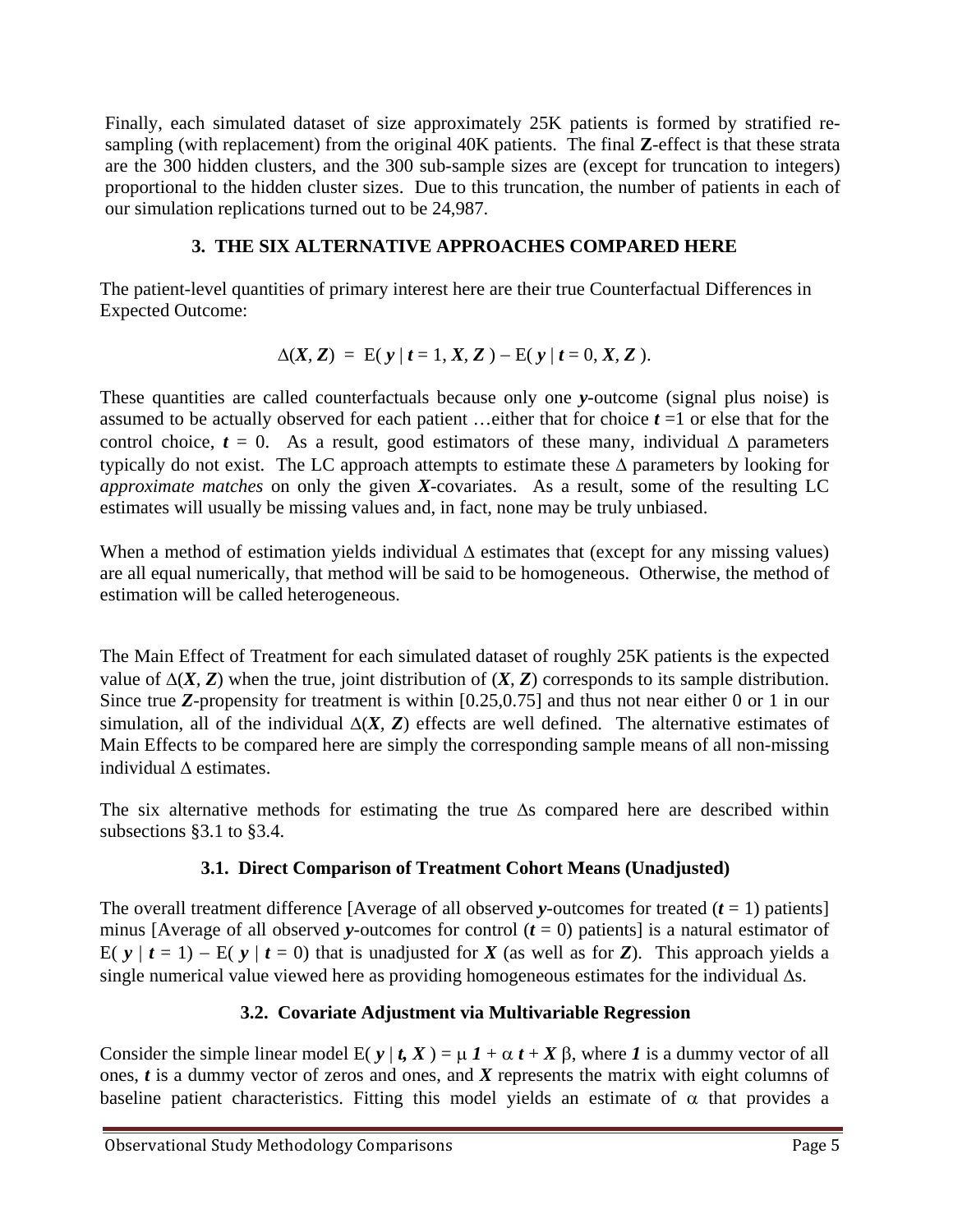Finally, each simulated dataset of size approximately 25K patients is formed by stratified re-sampling (with replacement) from the original 40K patients. The final **Z**-effect is that these strata are the 300 hidden clusters, and the 300 sub-sample sizes are (except for truncation to integers) proportional to the hidden cluster sizes. Due to this truncation, the number of patients in each of our simulation replications turned out to be 24,987.

## 3. THE SIX ALTERNATIVE APPROACHES COMPARED HERE

The patient-level quantities of primary interest here are their true Counterfactual Differences in Expected Outcome:

$$\Delta(\boldsymbol{X}, \boldsymbol{Z}) = \mathrm{E}(\, \boldsymbol{y} \mid \boldsymbol{t} = 1, \boldsymbol{X}, \boldsymbol{Z}\,) - \mathrm{E}(\, \boldsymbol{y} \mid \boldsymbol{t} = 0, \boldsymbol{X}, \boldsymbol{Z}\,).$$

These quantities are called counterfactuals because only one $\boldsymbol{y}$-outcome (signal plus noise) is assumed to be actually observed for each patient …either that for choice $\boldsymbol{t}$ =1 or else that for the control choice, $\boldsymbol{t}$ = 0. As a result, good estimators of these many, individual $\Delta$ parameters typically do not exist. The LC approach attempts to estimate these $\Delta$ parameters by looking for *approximate matches* on only the given $\boldsymbol{X}$-covariates. As a result, some of the resulting LC estimates will usually be missing values and, in fact, none may be truly unbiased.

When a method of estimation yields individual $\Delta$ estimates that (except for any missing values) are all equal numerically, that method will be said to be homogeneous. Otherwise, the method of estimation will be called heterogeneous.

The Main Effect of Treatment for each simulated dataset of roughly 25K patients is the expected value of $\Delta(\boldsymbol{X}, \boldsymbol{Z})$ when the true, joint distribution of $(\boldsymbol{X}, \boldsymbol{Z})$ corresponds to its sample distribution. Since true $\boldsymbol{Z}$-propensity for treatment is within [0.25,0.75] and thus not near either 0 or 1 in our simulation, all of the individual $\Delta(\boldsymbol{X}, \boldsymbol{Z})$ effects are well defined. The alternative estimates of Main Effects to be compared here are simply the corresponding sample means of all non-missing individual $\Delta$ estimates.

The six alternative methods for estimating the true $\Delta$s compared here are described within subsections §3.1 to §3.4.

### 3.1. Direct Comparison of Treatment Cohort Means (Unadjusted)

The overall treatment difference [Average of all observed $\boldsymbol{y}$-outcomes for treated ($\boldsymbol{t}$ = 1) patients] minus [Average of all observed $\boldsymbol{y}$-outcomes for control ($\boldsymbol{t}$ = 0) patients] is a natural estimator of $\mathrm{E}(\, \boldsymbol{y} \mid \boldsymbol{t} = 1) - \mathrm{E}(\, \boldsymbol{y} \mid \boldsymbol{t} = 0)$ that is unadjusted for $\boldsymbol{X}$ (as well as for $\boldsymbol{Z}$). This approach yields a single numerical value viewed here as providing homogeneous estimates for the individual $\Delta$s.

### 3.2. Covariate Adjustment via Multivariable Regression

Consider the simple linear model $\mathrm{E}(\, \boldsymbol{y} \mid \boldsymbol{t}, \boldsymbol{X}\,) = \mu\, \boldsymbol{1} + \alpha\, \boldsymbol{t} + \boldsymbol{X}\, \beta$, where $\boldsymbol{1}$ is a dummy vector of all ones, $\boldsymbol{t}$ is a dummy vector of zeros and ones, and $\boldsymbol{X}$ represents the matrix with eight columns of baseline patient characteristics. Fitting this model yields an estimate of $\alpha$ that provides a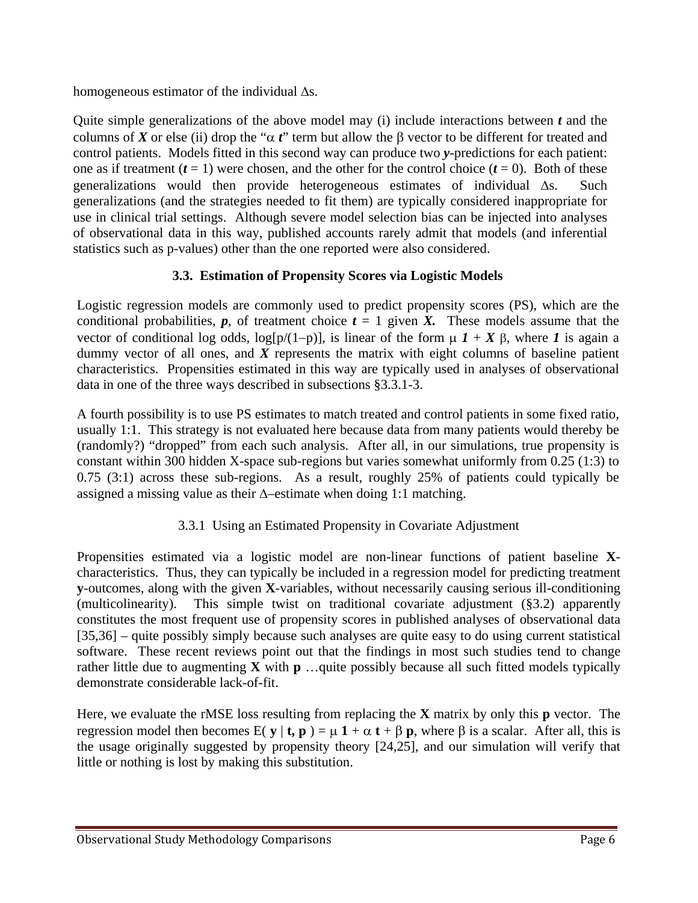homogeneous estimator of the individual $\Delta$s.

Quite simple generalizations of the above model may (i) include interactions between $\boldsymbol{t}$ and the columns of $\boldsymbol{X}$ or else (ii) drop the "$\alpha\, \boldsymbol{t}$" term but allow the $\beta$ vector to be different for treated and control patients. Models fitted in this second way can produce two $\boldsymbol{y}$-predictions for each patient: one as if treatment ($\boldsymbol{t} = 1$) were chosen, and the other for the control choice ($\boldsymbol{t} = 0$). Both of these generalizations would then provide heterogeneous estimates of individual $\Delta$s. Such generalizations (and the strategies needed to fit them) are typically considered inappropriate for use in clinical trial settings. Although severe model selection bias can be injected into analyses of observational data in this way, published accounts rarely admit that models (and inferential statistics such as p-values) other than the one reported were also considered.

### 3.3. Estimation of Propensity Scores via Logistic Models

Logistic regression models are commonly used to predict propensity scores (PS), which are the conditional probabilities, $\boldsymbol{p}$, of treatment choice $\boldsymbol{t} = 1$ given $\boldsymbol{X}$. These models assume that the vector of conditional log odds, $\log[p/(1-p)]$, is linear of the form $\mu\, \boldsymbol{1} + \boldsymbol{X}\, \beta$, where $\boldsymbol{1}$ is again a dummy vector of all ones, and $\boldsymbol{X}$ represents the matrix with eight columns of baseline patient characteristics. Propensities estimated in this way are typically used in analyses of observational data in one of the three ways described in subsections §3.3.1-3.

A fourth possibility is to use PS estimates to match treated and control patients in some fixed ratio, usually 1:1. This strategy is not evaluated here because data from many patients would thereby be (randomly?) "dropped" from each such analysis. After all, in our simulations, true propensity is constant within 300 hidden X-space sub-regions but varies somewhat uniformly from 0.25 (1:3) to 0.75 (3:1) across these sub-regions. As a result, roughly 25% of patients could typically be assigned a missing value as their $\Delta$–estimate when doing 1:1 matching.

#### 3.3.1 Using an Estimated Propensity in Covariate Adjustment

Propensities estimated via a logistic model are non-linear functions of patient baseline **X**-characteristics. Thus, they can typically be included in a regression model for predicting treatment **y**-outcomes, along with the given **X**-variables, without necessarily causing serious ill-conditioning (multicolinearity). This simple twist on traditional covariate adjustment (§3.2) apparently constitutes the most frequent use of propensity scores in published analyses of observational data [35,36] – quite possibly simply because such analyses are quite easy to do using current statistical software. These recent reviews point out that the findings in most such studies tend to change rather little due to augmenting **X** with **p** …quite possibly because all such fitted models typically demonstrate considerable lack-of-fit.

Here, we evaluate the rMSE loss resulting from replacing the **X** matrix by only this **p** vector. The regression model then becomes $E(\mathbf{y} \mid \mathbf{t}, \mathbf{p}) = \mu\, \mathbf{1} + \alpha\, \mathbf{t} + \beta\, \mathbf{p}$, where $\beta$ is a scalar. After all, this is the usage originally suggested by propensity theory [24,25], and our simulation will verify that little or nothing is lost by making this substitution.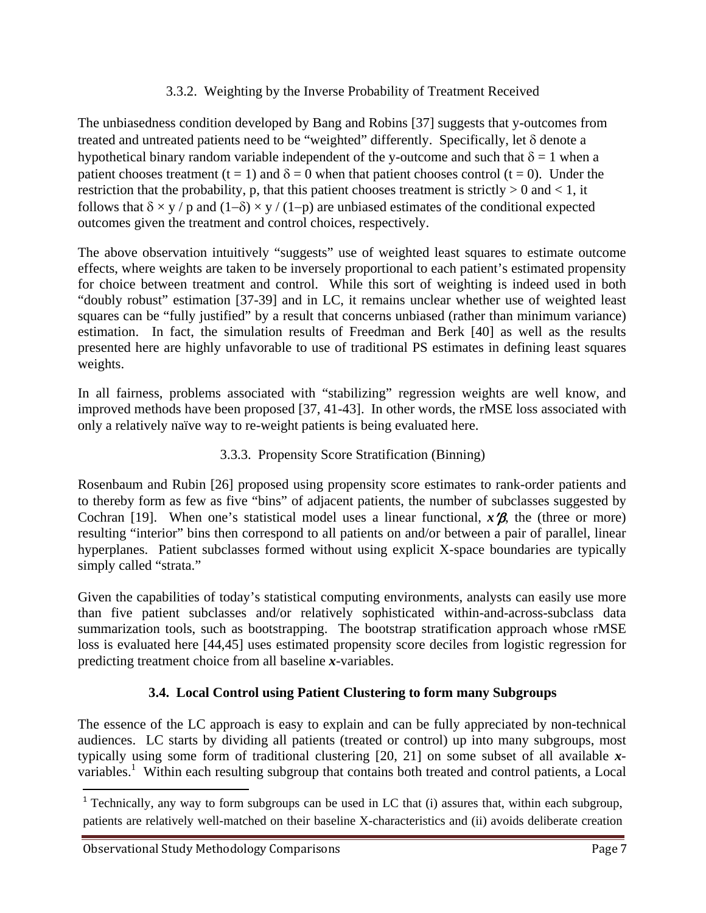### 3.3.2. Weighting by the Inverse Probability of Treatment Received

The unbiasedness condition developed by Bang and Robins [37] suggests that y-outcomes from treated and untreated patients need to be "weighted" differently. Specifically, let $\delta$ denote a hypothetical binary random variable independent of the y-outcome and such that $\delta = 1$ when a patient chooses treatment ($t = 1$) and $\delta = 0$ when that patient chooses control ($t = 0$). Under the restriction that the probability, p, that this patient chooses treatment is strictly $> 0$ and $< 1$, it follows that $\delta \times y / p$ and $(1-\delta) \times y / (1-p)$ are unbiased estimates of the conditional expected outcomes given the treatment and control choices, respectively.

The above observation intuitively "suggests" use of weighted least squares to estimate outcome effects, where weights are taken to be inversely proportional to each patient's estimated propensity for choice between treatment and control. While this sort of weighting is indeed used in both "doubly robust" estimation [37-39] and in LC, it remains unclear whether use of weighted least squares can be "fully justified" by a result that concerns unbiased (rather than minimum variance) estimation. In fact, the simulation results of Freedman and Berk [40] as well as the results presented here are highly unfavorable to use of traditional PS estimates in defining least squares weights.

In all fairness, problems associated with "stabilizing" regression weights are well know, and improved methods have been proposed [37, 41-43]. In other words, the rMSE loss associated with only a relatively naïve way to re-weight patients is being evaluated here.

### 3.3.3. Propensity Score Stratification (Binning)

Rosenbaum and Rubin [26] proposed using propensity score estimates to rank-order patients and to thereby form as few as five "bins" of adjacent patients, the number of subclasses suggested by Cochran [19]. When one's statistical model uses a linear functional, $\boldsymbol{x}'\boldsymbol{\beta}$, the (three or more) resulting "interior" bins then correspond to all patients on and/or between a pair of parallel, linear hyperplanes. Patient subclasses formed without using explicit X-space boundaries are typically simply called "strata."

Given the capabilities of today's statistical computing environments, analysts can easily use more than five patient subclasses and/or relatively sophisticated within-and-across-subclass data summarization tools, such as bootstrapping. The bootstrap stratification approach whose rMSE loss is evaluated here [44,45] uses estimated propensity score deciles from logistic regression for predicting treatment choice from all baseline $\boldsymbol{x}$-variables.

## 3.4. Local Control using Patient Clustering to form many Subgroups

The essence of the LC approach is easy to explain and can be fully appreciated by non-technical audiences. LC starts by dividing all patients (treated or control) up into many subgroups, most typically using some form of traditional clustering [20, 21] on some subset of all available $\boldsymbol{x}$-variables.[1] Within each resulting subgroup that contains both treated and control patients, a Local

[1] Technically, any way to form subgroups can be used in LC that (i) assures that, within each subgroup, patients are relatively well-matched on their baseline X-characteristics and (ii) avoids deliberate creation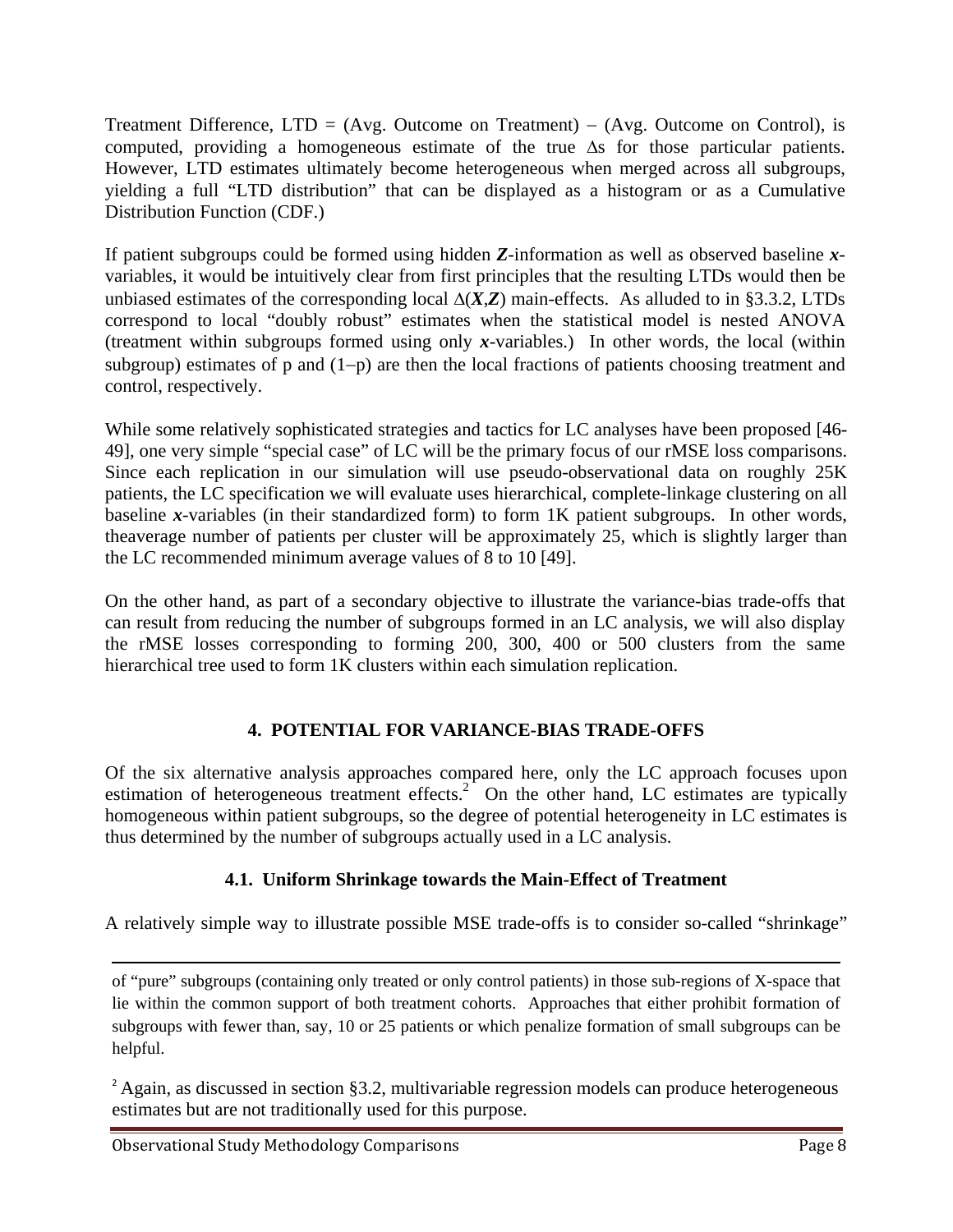Treatment Difference, LTD = (Avg. Outcome on Treatment) − (Avg. Outcome on Control), is computed, providing a homogeneous estimate of the true $\Delta$s for those particular patients. However, LTD estimates ultimately become heterogeneous when merged across all subgroups, yielding a full "LTD distribution" that can be displayed as a histogram or as a Cumulative Distribution Function (CDF.)

If patient subgroups could be formed using hidden $\boldsymbol{Z}$-information as well as observed baseline $\boldsymbol{x}$-variables, it would be intuitively clear from first principles that the resulting LTDs would then be unbiased estimates of the corresponding local $\Delta(\boldsymbol{X},\boldsymbol{Z})$ main-effects. As alluded to in §3.3.2, LTDs correspond to local "doubly robust" estimates when the statistical model is nested ANOVA (treatment within subgroups formed using only $\boldsymbol{x}$-variables.) In other words, the local (within subgroup) estimates of p and (1−p) are then the local fractions of patients choosing treatment and control, respectively.

While some relatively sophisticated strategies and tactics for LC analyses have been proposed [46-49], one very simple "special case" of LC will be the primary focus of our rMSE loss comparisons. Since each replication in our simulation will use pseudo-observational data on roughly 25K patients, the LC specification we will evaluate uses hierarchical, complete-linkage clustering on all baseline $\boldsymbol{x}$-variables (in their standardized form) to form 1K patient subgroups. In other words, theaverage number of patients per cluster will be approximately 25, which is slightly larger than the LC recommended minimum average values of 8 to 10 [49].

On the other hand, as part of a secondary objective to illustrate the variance-bias trade-offs that can result from reducing the number of subgroups formed in an LC analysis, we will also display the rMSE losses corresponding to forming 200, 300, 400 or 500 clusters from the same hierarchical tree used to form 1K clusters within each simulation replication.

## 4. POTENTIAL FOR VARIANCE-BIAS TRADE-OFFS

Of the six alternative analysis approaches compared here, only the LC approach focuses upon estimation of heterogeneous treatment effects.[2] On the other hand, LC estimates are typically homogeneous within patient subgroups, so the degree of potential heterogeneity in LC estimates is thus determined by the number of subgroups actually used in a LC analysis.

### 4.1. Uniform Shrinkage towards the Main-Effect of Treatment

A relatively simple way to illustrate possible MSE trade-offs is to consider so-called "shrinkage"

---

of "pure" subgroups (containing only treated or only control patients) in those sub-regions of X-space that lie within the common support of both treatment cohorts. Approaches that either prohibit formation of subgroups with fewer than, say, 10 or 25 patients or which penalize formation of small subgroups can be helpful.

[2] Again, as discussed in section §3.2, multivariable regression models can produce heterogeneous estimates but are not traditionally used for this purpose.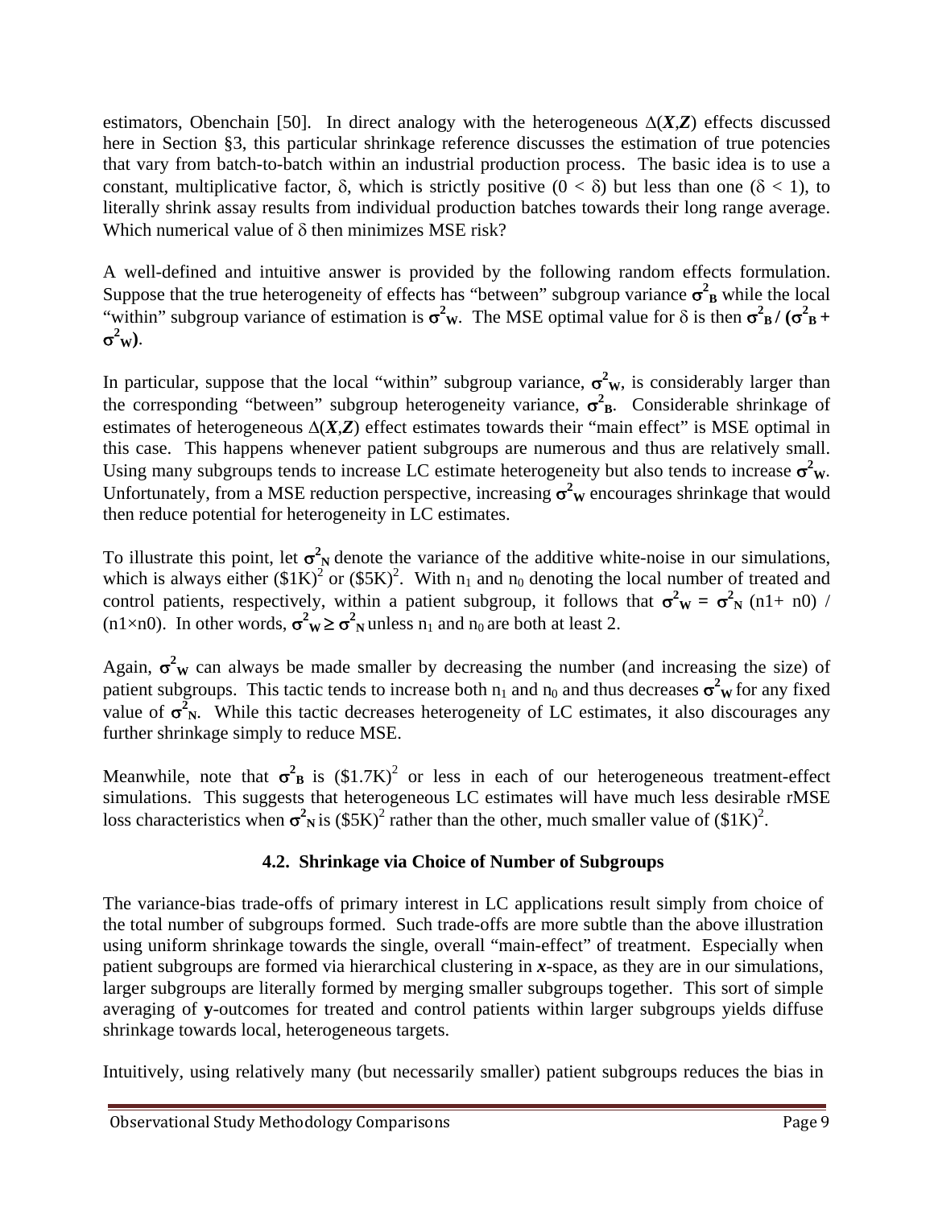estimators, Obenchain [50]. In direct analogy with the heterogeneous $\Delta(\boldsymbol{X},\boldsymbol{Z})$ effects discussed here in Section §3, this particular shrinkage reference discusses the estimation of true potencies that vary from batch-to-batch within an industrial production process. The basic idea is to use a constant, multiplicative factor, $\delta$, which is strictly positive ($0 < \delta$) but less than one ($\delta < 1$), to literally shrink assay results from individual production batches towards their long range average. Which numerical value of $\delta$ then minimizes MSE risk?

A well-defined and intuitive answer is provided by the following random effects formulation. Suppose that the true heterogeneity of effects has "between" subgroup variance $\boldsymbol{\sigma^2_B}$ while the local "within" subgroup variance of estimation is $\boldsymbol{\sigma^2_W}$. The MSE optimal value for $\delta$ is then $\boldsymbol{\sigma^2_B / (\sigma^2_B + \sigma^2_W)}$.

In particular, suppose that the local "within" subgroup variance, $\boldsymbol{\sigma^2_W}$, is considerably larger than the corresponding "between" subgroup heterogeneity variance, $\boldsymbol{\sigma^2_B}$. Considerable shrinkage of estimates of heterogeneous $\Delta(\boldsymbol{X},\boldsymbol{Z})$ effect estimates towards their "main effect" is MSE optimal in this case. This happens whenever patient subgroups are numerous and thus are relatively small. Using many subgroups tends to increase LC estimate heterogeneity but also tends to increase $\boldsymbol{\sigma^2_W}$. Unfortunately, from a MSE reduction perspective, increasing $\boldsymbol{\sigma^2_W}$ encourages shrinkage that would then reduce potential for heterogeneity in LC estimates.

To illustrate this point, let $\boldsymbol{\sigma^2_N}$ denote the variance of the additive white-noise in our simulations, which is always either $(\$1K)^2$ or $(\$5K)^2$. With $n_1$ and $n_0$ denoting the local number of treated and control patients, respectively, within a patient subgroup, it follows that $\boldsymbol{\sigma^2_W = \sigma^2_N}\,(n1+ n0) / (n1\times n0)$. In other words, $\boldsymbol{\sigma^2_W \geq \sigma^2_N}$ unless $n_1$ and $n_0$ are both at least 2.

Again, $\boldsymbol{\sigma^2_W}$ can always be made smaller by decreasing the number (and increasing the size) of patient subgroups. This tactic tends to increase both $n_1$ and $n_0$ and thus decreases $\boldsymbol{\sigma^2_W}$ for any fixed value of $\boldsymbol{\sigma^2_N}$. While this tactic decreases heterogeneity of LC estimates, it also discourages any further shrinkage simply to reduce MSE.

Meanwhile, note that $\boldsymbol{\sigma^2_B}$ is $(\$1.7K)^2$ or less in each of our heterogeneous treatment-effect simulations. This suggests that heterogeneous LC estimates will have much less desirable rMSE loss characteristics when $\boldsymbol{\sigma^2_N}$ is $(\$5K)^2$ rather than the other, much smaller value of $(\$1K)^2$.

## 4.2. Shrinkage via Choice of Number of Subgroups

The variance-bias trade-offs of primary interest in LC applications result simply from choice of the total number of subgroups formed. Such trade-offs are more subtle than the above illustration using uniform shrinkage towards the single, overall "main-effect" of treatment. Especially when patient subgroups are formed via hierarchical clustering in $\boldsymbol{x}$-space, as they are in our simulations, larger subgroups are literally formed by merging smaller subgroups together. This sort of simple averaging of **y**-outcomes for treated and control patients within larger subgroups yields diffuse shrinkage towards local, heterogeneous targets.

Intuitively, using relatively many (but necessarily smaller) patient subgroups reduces the bias in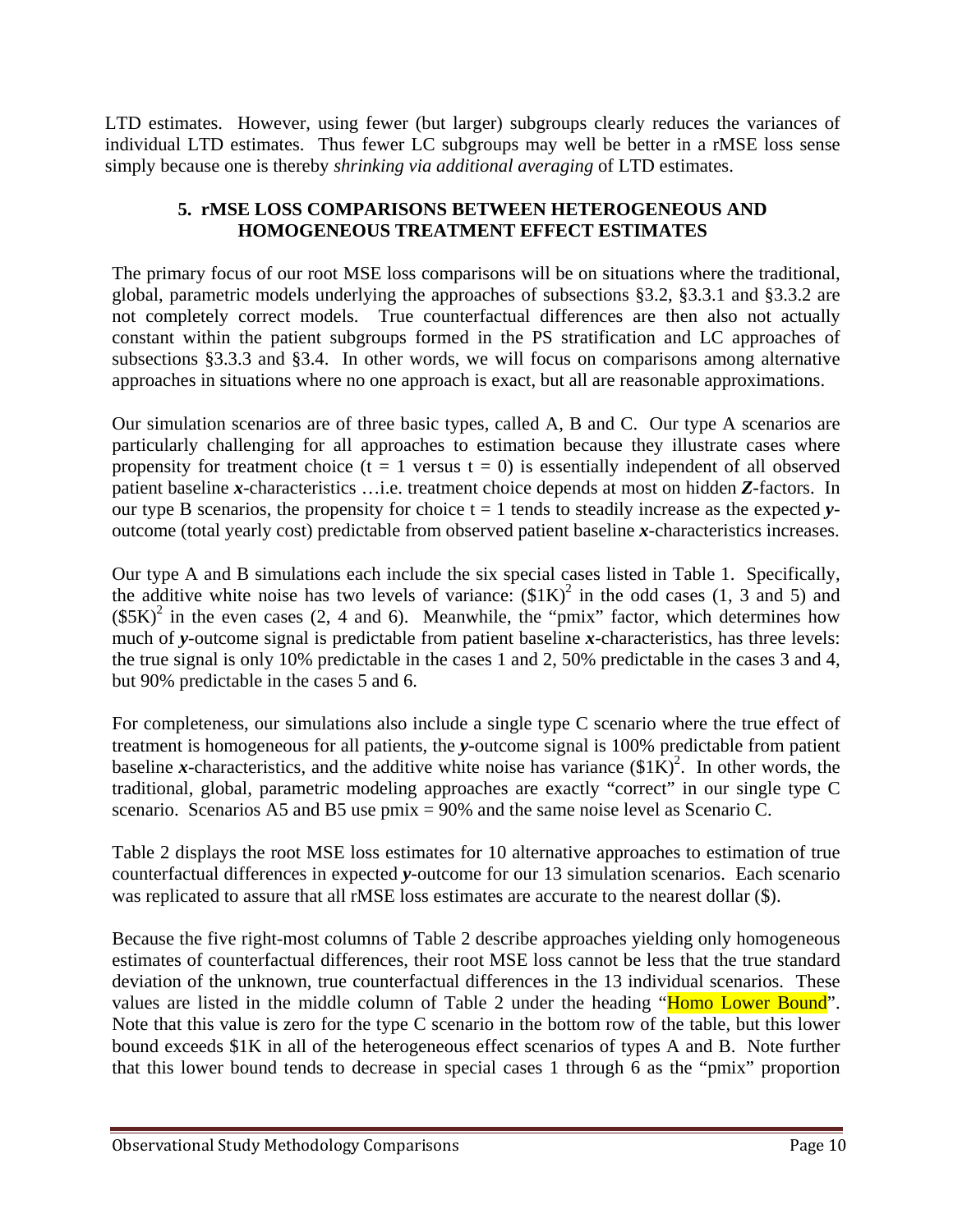LTD estimates. However, using fewer (but larger) subgroups clearly reduces the variances of individual LTD estimates. Thus fewer LC subgroups may well be better in a rMSE loss sense simply because one is thereby *shrinking via additional averaging* of LTD estimates.

## 5. rMSE LOSS COMPARISONS BETWEEN HETEROGENEOUS AND HOMOGENEOUS TREATMENT EFFECT ESTIMATES

The primary focus of our root MSE loss comparisons will be on situations where the traditional, global, parametric models underlying the approaches of subsections §3.2, §3.3.1 and §3.3.2 are not completely correct models. True counterfactual differences are then also not actually constant within the patient subgroups formed in the PS stratification and LC approaches of subsections §3.3.3 and §3.4. In other words, we will focus on comparisons among alternative approaches in situations where no one approach is exact, but all are reasonable approximations.

Our simulation scenarios are of three basic types, called A, B and C. Our type A scenarios are particularly challenging for all approaches to estimation because they illustrate cases where propensity for treatment choice ($t = 1$ versus $t = 0$) is essentially independent of all observed patient baseline ***x***-characteristics …i.e. treatment choice depends at most on hidden ***Z***-factors. In our type B scenarios, the propensity for choice $t = 1$ tends to steadily increase as the expected ***y***-outcome (total yearly cost) predictable from observed patient baseline ***x***-characteristics increases.

Our type A and B simulations each include the six special cases listed in Table 1. Specifically, the additive white noise has two levels of variance: $(\$1\text{K})^2$ in the odd cases (1, 3 and 5) and $(\$5\text{K})^2$ in the even cases (2, 4 and 6). Meanwhile, the "pmix" factor, which determines how much of ***y***-outcome signal is predictable from patient baseline ***x***-characteristics, has three levels: the true signal is only 10% predictable in the cases 1 and 2, 50% predictable in the cases 3 and 4, but 90% predictable in the cases 5 and 6.

For completeness, our simulations also include a single type C scenario where the true effect of treatment is homogeneous for all patients, the ***y***-outcome signal is 100% predictable from patient baseline ***x***-characteristics, and the additive white noise has variance $(\$1\text{K})^2$. In other words, the traditional, global, parametric modeling approaches are exactly "correct" in our single type C scenario. Scenarios A5 and B5 use pmix = 90% and the same noise level as Scenario C.

Table 2 displays the root MSE loss estimates for 10 alternative approaches to estimation of true counterfactual differences in expected ***y***-outcome for our 13 simulation scenarios. Each scenario was replicated to assure that all rMSE loss estimates are accurate to the nearest dollar ($).

Because the five right-most columns of Table 2 describe approaches yielding only homogeneous estimates of counterfactual differences, their root MSE loss cannot be less that the true standard deviation of the unknown, true counterfactual differences in the 13 individual scenarios. These values are listed in the middle column of Table 2 under the heading "Homo Lower Bound". Note that this value is zero for the type C scenario in the bottom row of the table, but this lower bound exceeds $1K in all of the heterogeneous effect scenarios of types A and B. Note further that this lower bound tends to decrease in special cases 1 through 6 as the "pmix" proportion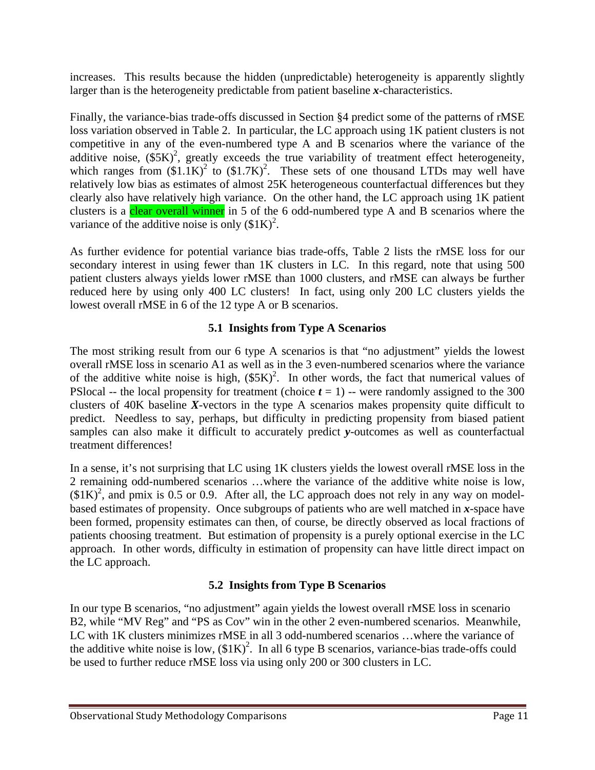increases. This results because the hidden (unpredictable) heterogeneity is apparently slightly larger than is the heterogeneity predictable from patient baseline ***x***-characteristics.

Finally, the variance-bias trade-offs discussed in Section §4 predict some of the patterns of rMSE loss variation observed in Table 2. In particular, the LC approach using 1K patient clusters is not competitive in any of the even-numbered type A and B scenarios where the variance of the additive noise, $(\$5K)^2$, greatly exceeds the true variability of treatment effect heterogeneity, which ranges from $(\$1.1K)^2$ to $(\$1.7K)^2$. These sets of one thousand LTDs may well have relatively low bias as estimates of almost 25K heterogeneous counterfactual differences but they clearly also have relatively high variance. On the other hand, the LC approach using 1K patient clusters is a clear overall winner in 5 of the 6 odd-numbered type A and B scenarios where the variance of the additive noise is only $(\$1K)^2$.

As further evidence for potential variance bias trade-offs, Table 2 lists the rMSE loss for our secondary interest in using fewer than 1K clusters in LC. In this regard, note that using 500 patient clusters always yields lower rMSE than 1000 clusters, and rMSE can always be further reduced here by using only 400 LC clusters! In fact, using only 200 LC clusters yields the lowest overall rMSE in 6 of the 12 type A or B scenarios.

### 5.1 Insights from Type A Scenarios

The most striking result from our 6 type A scenarios is that "no adjustment" yields the lowest overall rMSE loss in scenario A1 as well as in the 3 even-numbered scenarios where the variance of the additive white noise is high, $(\$5K)^2$. In other words, the fact that numerical values of PSlocal -- the local propensity for treatment (choice $\boldsymbol{t} = 1$) -- were randomly assigned to the 300 clusters of 40K baseline ***X***-vectors in the type A scenarios makes propensity quite difficult to predict. Needless to say, perhaps, but difficulty in predicting propensity from biased patient samples can also make it difficult to accurately predict ***y***-outcomes as well as counterfactual treatment differences!

In a sense, it's not surprising that LC using 1K clusters yields the lowest overall rMSE loss in the 2 remaining odd-numbered scenarios …where the variance of the additive white noise is low, $(\$1K)^2$, and pmix is 0.5 or 0.9. After all, the LC approach does not rely in any way on model-based estimates of propensity. Once subgroups of patients who are well matched in ***x***-space have been formed, propensity estimates can then, of course, be directly observed as local fractions of patients choosing treatment. But estimation of propensity is a purely optional exercise in the LC approach. In other words, difficulty in estimation of propensity can have little direct impact on the LC approach.

### 5.2 Insights from Type B Scenarios

In our type B scenarios, "no adjustment" again yields the lowest overall rMSE loss in scenario B2, while "MV Reg" and "PS as Cov" win in the other 2 even-numbered scenarios. Meanwhile, LC with 1K clusters minimizes rMSE in all 3 odd-numbered scenarios …where the variance of the additive white noise is low, $(\$1K)^2$. In all 6 type B scenarios, variance-bias trade-offs could be used to further reduce rMSE loss via using only 200 or 300 clusters in LC.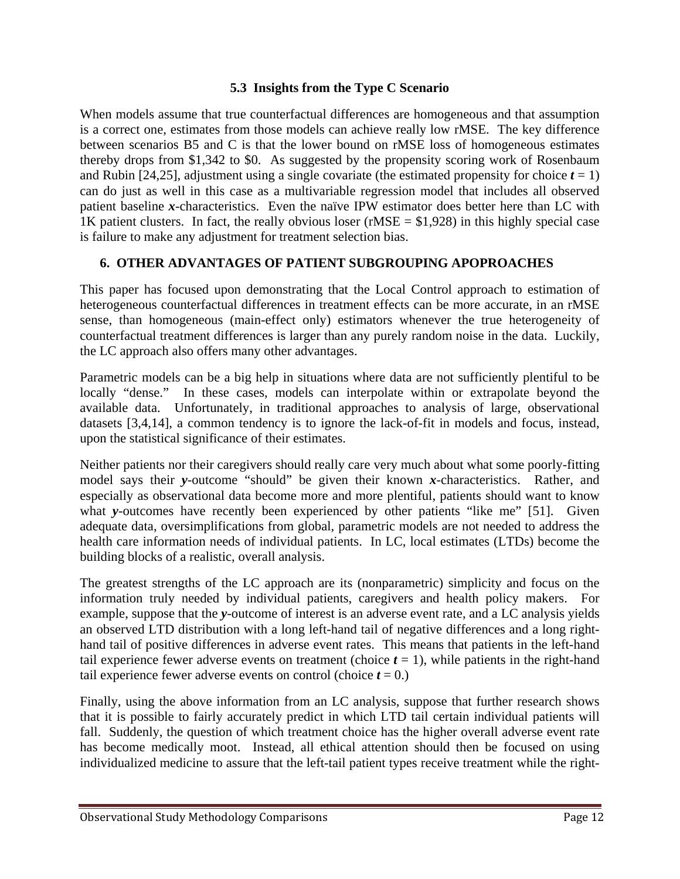### 5.3 Insights from the Type C Scenario

When models assume that true counterfactual differences are homogeneous and that assumption is a correct one, estimates from those models can achieve really low rMSE. The key difference between scenarios B5 and C is that the lower bound on rMSE loss of homogeneous estimates thereby drops from \$1,342 to \$0. As suggested by the propensity scoring work of Rosenbaum and Rubin [24,25], adjustment using a single covariate (the estimated propensity for choice $\boldsymbol{t} = 1$) can do just as well in this case as a multivariable regression model that includes all observed patient baseline $\boldsymbol{x}$-characteristics. Even the naïve IPW estimator does better here than LC with 1K patient clusters. In fact, the really obvious loser (rMSE = \$1,928) in this highly special case is failure to make any adjustment for treatment selection bias.

## 6. OTHER ADVANTAGES OF PATIENT SUBGROUPING APOPROACHES

This paper has focused upon demonstrating that the Local Control approach to estimation of heterogeneous counterfactual differences in treatment effects can be more accurate, in an rMSE sense, than homogeneous (main-effect only) estimators whenever the true heterogeneity of counterfactual treatment differences is larger than any purely random noise in the data. Luckily, the LC approach also offers many other advantages.

Parametric models can be a big help in situations where data are not sufficiently plentiful to be locally "dense." In these cases, models can interpolate within or extrapolate beyond the available data. Unfortunately, in traditional approaches to analysis of large, observational datasets [3,4,14], a common tendency is to ignore the lack-of-fit in models and focus, instead, upon the statistical significance of their estimates.

Neither patients nor their caregivers should really care very much about what some poorly-fitting model says their $\boldsymbol{y}$-outcome "should" be given their known $\boldsymbol{x}$-characteristics. Rather, and especially as observational data become more and more plentiful, patients should want to know what $\boldsymbol{y}$-outcomes have recently been experienced by other patients "like me" [51]. Given adequate data, oversimplifications from global, parametric models are not needed to address the health care information needs of individual patients. In LC, local estimates (LTDs) become the building blocks of a realistic, overall analysis.

The greatest strengths of the LC approach are its (nonparametric) simplicity and focus on the information truly needed by individual patients, caregivers and health policy makers. For example, suppose that the $\boldsymbol{y}$-outcome of interest is an adverse event rate, and a LC analysis yields an observed LTD distribution with a long left-hand tail of negative differences and a long right-hand tail of positive differences in adverse event rates. This means that patients in the left-hand tail experience fewer adverse events on treatment (choice $\boldsymbol{t} = 1$), while patients in the right-hand tail experience fewer adverse events on control (choice $\boldsymbol{t} = 0$.)

Finally, using the above information from an LC analysis, suppose that further research shows that it is possible to fairly accurately predict in which LTD tail certain individual patients will fall. Suddenly, the question of which treatment choice has the higher overall adverse event rate has become medically moot. Instead, all ethical attention should then be focused on using individualized medicine to assure that the left-tail patient types receive treatment while the right-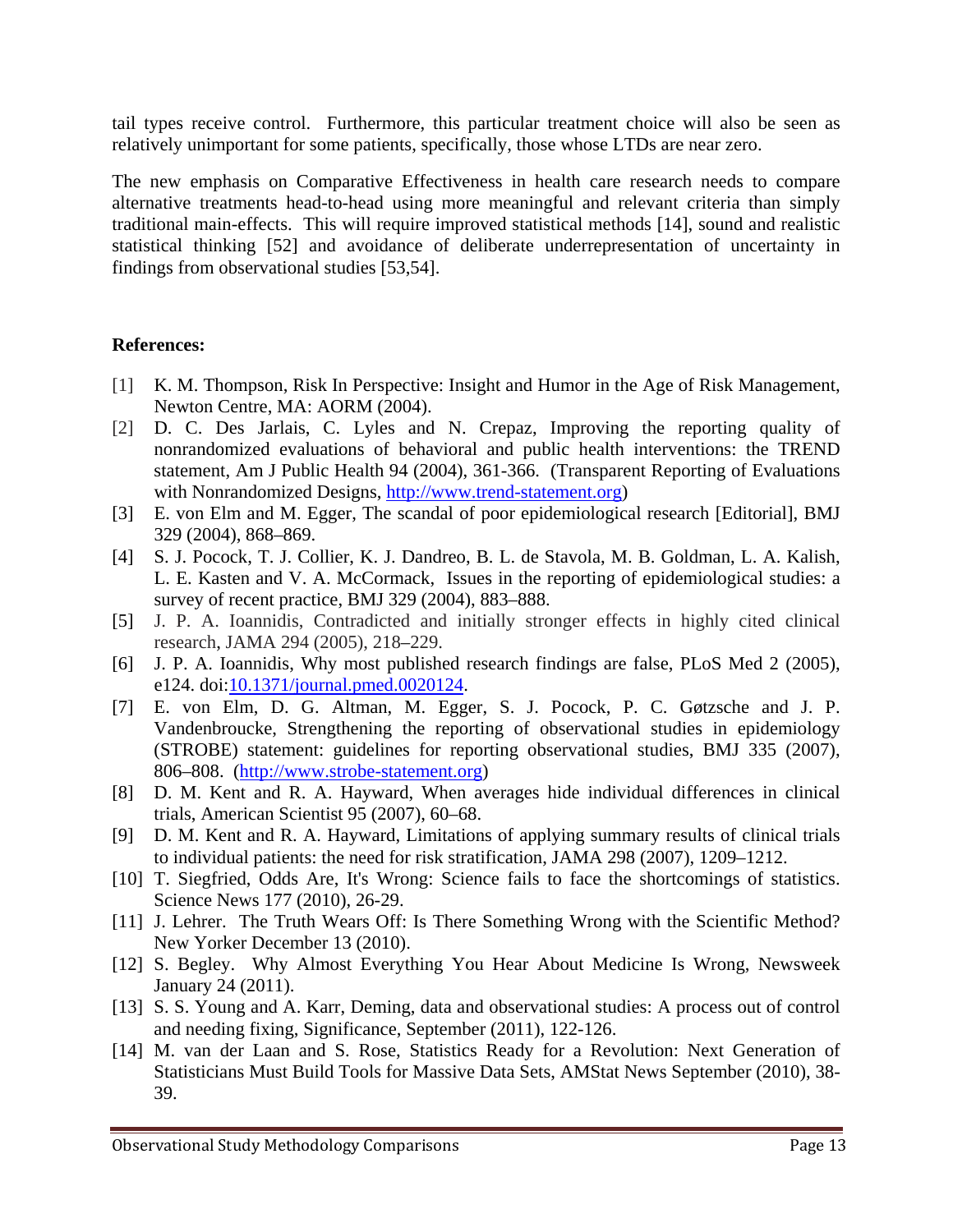tail types receive control. Furthermore, this particular treatment choice will also be seen as relatively unimportant for some patients, specifically, those whose LTDs are near zero.

The new emphasis on Comparative Effectiveness in health care research needs to compare alternative treatments head-to-head using more meaningful and relevant criteria than simply traditional main-effects. This will require improved statistical methods [14], sound and realistic statistical thinking [52] and avoidance of deliberate underrepresentation of uncertainty in findings from observational studies [53,54].

**References:**

[1] K. M. Thompson, Risk In Perspective: Insight and Humor in the Age of Risk Management, Newton Centre, MA: AORM (2004).

[2] D. C. Des Jarlais, C. Lyles and N. Crepaz, Improving the reporting quality of nonrandomized evaluations of behavioral and public health interventions: the TREND statement, Am J Public Health 94 (2004), 361-366. (Transparent Reporting of Evaluations with Nonrandomized Designs, http://www.trend-statement.org)

[3] E. von Elm and M. Egger, The scandal of poor epidemiological research [Editorial], BMJ 329 (2004), 868–869.

[4] S. J. Pocock, T. J. Collier, K. J. Dandreo, B. L. de Stavola, M. B. Goldman, L. A. Kalish, L. E. Kasten and V. A. McCormack, Issues in the reporting of epidemiological studies: a survey of recent practice, BMJ 329 (2004), 883–888.

[5] J. P. A. Ioannidis, Contradicted and initially stronger effects in highly cited clinical research, JAMA 294 (2005), 218–229.

[6] J. P. A. Ioannidis, Why most published research findings are false, PLoS Med 2 (2005), e124. doi:10.1371/journal.pmed.0020124.

[7] E. von Elm, D. G. Altman, M. Egger, S. J. Pocock, P. C. Gøtzsche and J. P. Vandenbroucke, Strengthening the reporting of observational studies in epidemiology (STROBE) statement: guidelines for reporting observational studies, BMJ 335 (2007), 806–808. (http://www.strobe-statement.org)

[8] D. M. Kent and R. A. Hayward, When averages hide individual differences in clinical trials, American Scientist 95 (2007), 60–68.

[9] D. M. Kent and R. A. Hayward, Limitations of applying summary results of clinical trials to individual patients: the need for risk stratification, JAMA 298 (2007), 1209–1212.

[10] T. Siegfried, Odds Are, It's Wrong: Science fails to face the shortcomings of statistics. Science News 177 (2010), 26-29.

[11] J. Lehrer. The Truth Wears Off: Is There Something Wrong with the Scientific Method? New Yorker December 13 (2010).

[12] S. Begley. Why Almost Everything You Hear About Medicine Is Wrong, Newsweek January 24 (2011).

[13] S. S. Young and A. Karr, Deming, data and observational studies: A process out of control and needing fixing, Significance, September (2011), 122-126.

[14] M. van der Laan and S. Rose, Statistics Ready for a Revolution: Next Generation of Statisticians Must Build Tools for Massive Data Sets, AMStat News September (2010), 38-39.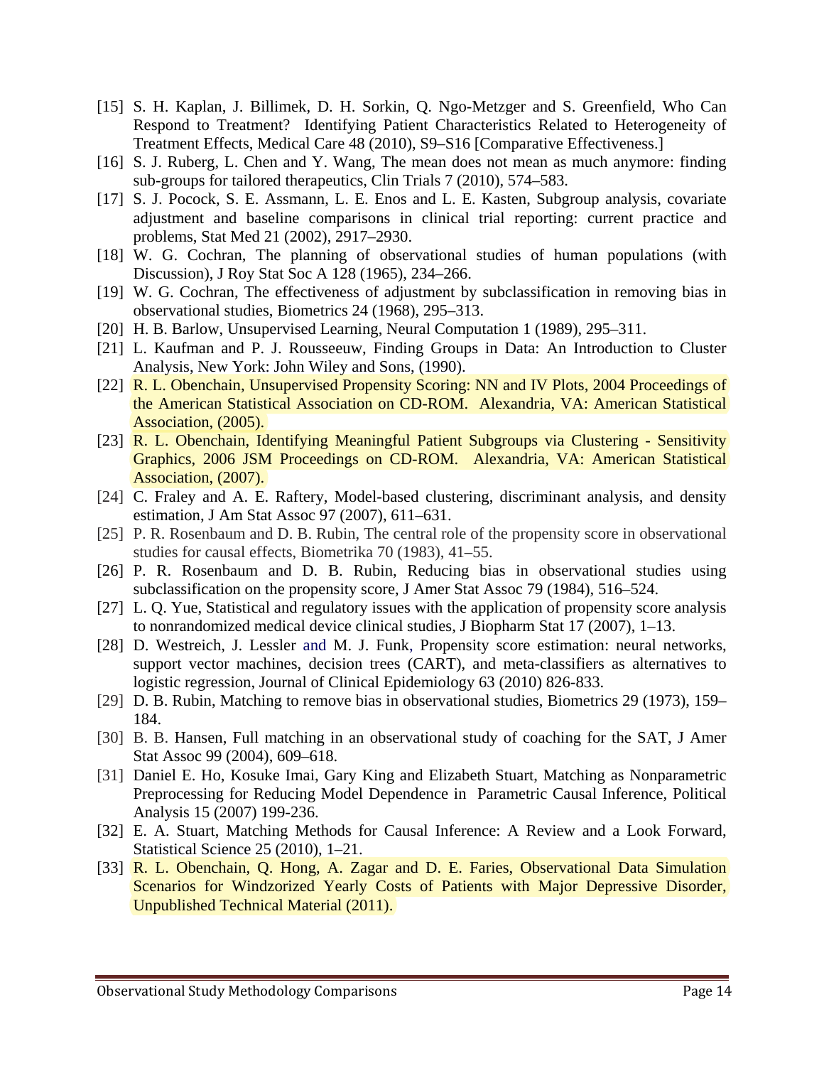[15] S. H. Kaplan, J. Billimek, D. H. Sorkin, Q. Ngo-Metzger and S. Greenfield, Who Can Respond to Treatment? Identifying Patient Characteristics Related to Heterogeneity of Treatment Effects, Medical Care 48 (2010), S9–S16 [Comparative Effectiveness.]

[16] S. J. Ruberg, L. Chen and Y. Wang, The mean does not mean as much anymore: finding sub-groups for tailored therapeutics, Clin Trials 7 (2010), 574–583.

[17] S. J. Pocock, S. E. Assmann, L. E. Enos and L. E. Kasten, Subgroup analysis, covariate adjustment and baseline comparisons in clinical trial reporting: current practice and problems, Stat Med 21 (2002), 2917–2930.

[18] W. G. Cochran, The planning of observational studies of human populations (with Discussion), J Roy Stat Soc A 128 (1965), 234–266.

[19] W. G. Cochran, The effectiveness of adjustment by subclassification in removing bias in observational studies, Biometrics 24 (1968), 295–313.

[20] H. B. Barlow, Unsupervised Learning, Neural Computation 1 (1989), 295–311.

[21] L. Kaufman and P. J. Rousseeuw, Finding Groups in Data: An Introduction to Cluster Analysis, New York: John Wiley and Sons, (1990).

[22] R. L. Obenchain, Unsupervised Propensity Scoring: NN and IV Plots, 2004 Proceedings of the American Statistical Association on CD-ROM. Alexandria, VA: American Statistical Association, (2005).

[23] R. L. Obenchain, Identifying Meaningful Patient Subgroups via Clustering - Sensitivity Graphics, 2006 JSM Proceedings on CD-ROM. Alexandria, VA: American Statistical Association, (2007).

[24] C. Fraley and A. E. Raftery, Model-based clustering, discriminant analysis, and density estimation, J Am Stat Assoc 97 (2007), 611–631.

[25] P. R. Rosenbaum and D. B. Rubin, The central role of the propensity score in observational studies for causal effects, Biometrika 70 (1983), 41–55.

[26] P. R. Rosenbaum and D. B. Rubin, Reducing bias in observational studies using subclassification on the propensity score, J Amer Stat Assoc 79 (1984), 516–524.

[27] L. Q. Yue, Statistical and regulatory issues with the application of propensity score analysis to nonrandomized medical device clinical studies, J Biopharm Stat 17 (2007), 1–13.

[28] D. Westreich, J. Lessler and M. J. Funk, Propensity score estimation: neural networks, support vector machines, decision trees (CART), and meta-classifiers as alternatives to logistic regression, Journal of Clinical Epidemiology 63 (2010) 826-833.

[29] D. B. Rubin, Matching to remove bias in observational studies, Biometrics 29 (1973), 159–184.

[30] B. B. Hansen, Full matching in an observational study of coaching for the SAT, J Amer Stat Assoc 99 (2004), 609–618.

[31] Daniel E. Ho, Kosuke Imai, Gary King and Elizabeth Stuart, Matching as Nonparametric Preprocessing for Reducing Model Dependence in Parametric Causal Inference, Political Analysis 15 (2007) 199-236.

[32] E. A. Stuart, Matching Methods for Causal Inference: A Review and a Look Forward, Statistical Science 25 (2010), 1–21.

[33] R. L. Obenchain, Q. Hong, A. Zagar and D. E. Faries, Observational Data Simulation Scenarios for Windzorized Yearly Costs of Patients with Major Depressive Disorder, Unpublished Technical Material (2011).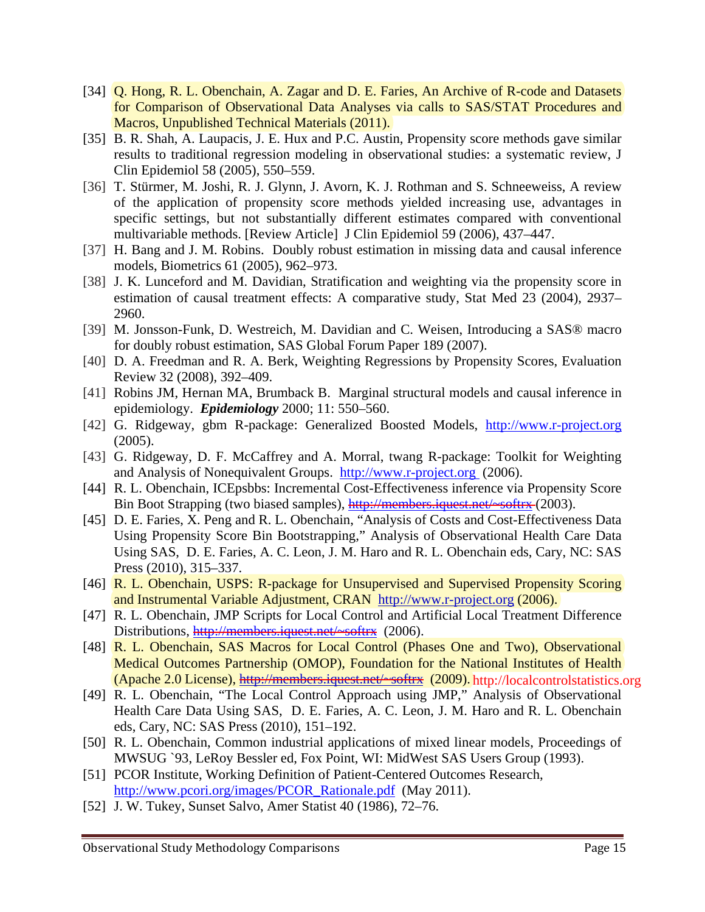[34] Q. Hong, R. L. Obenchain, A. Zagar and D. E. Faries, An Archive of R-code and Datasets for Comparison of Observational Data Analyses via calls to SAS/STAT Procedures and Macros, Unpublished Technical Materials (2011).

[35] B. R. Shah, A. Laupacis, J. E. Hux and P.C. Austin, Propensity score methods gave similar results to traditional regression modeling in observational studies: a systematic review, J Clin Epidemiol 58 (2005), 550–559.

[36] T. Stürmer, M. Joshi, R. J. Glynn, J. Avorn, K. J. Rothman and S. Schneeweiss, A review of the application of propensity score methods yielded increasing use, advantages in specific settings, but not substantially different estimates compared with conventional multivariable methods. [Review Article] J Clin Epidemiol 59 (2006), 437–447.

[37] H. Bang and J. M. Robins. Doubly robust estimation in missing data and causal inference models, Biometrics 61 (2005), 962–973.

[38] J. K. Lunceford and M. Davidian, Stratification and weighting via the propensity score in estimation of causal treatment effects: A comparative study, Stat Med 23 (2004), 2937–2960.

[39] M. Jonsson-Funk, D. Westreich, M. Davidian and C. Weisen, Introducing a SAS® macro for doubly robust estimation, SAS Global Forum Paper 189 (2007).

[40] D. A. Freedman and R. A. Berk, Weighting Regressions by Propensity Scores, Evaluation Review 32 (2008), 392–409.

[41] Robins JM, Hernan MA, Brumback B. Marginal structural models and causal inference in epidemiology. ***Epidemiology*** 2000; 11: 550–560.

[42] G. Ridgeway, gbm R-package: Generalized Boosted Models, http://www.r-project.org (2005).

[43] G. Ridgeway, D. F. McCaffrey and A. Morral, twang R-package: Toolkit for Weighting and Analysis of Nonequivalent Groups. http://www.r-project.org (2006).

[44] R. L. Obenchain, ICEpsbbs: Incremental Cost-Effectiveness inference via Propensity Score Bin Boot Strapping (two biased samples), ~~http://members.iquest.net/~softrx~~ (2003).

[45] D. E. Faries, X. Peng and R. L. Obenchain, "Analysis of Costs and Cost-Effectiveness Data Using Propensity Score Bin Bootstrapping," Analysis of Observational Health Care Data Using SAS, D. E. Faries, A. C. Leon, J. M. Haro and R. L. Obenchain eds, Cary, NC: SAS Press (2010), 315–337.

[46] R. L. Obenchain, USPS: R-package for Unsupervised and Supervised Propensity Scoring and Instrumental Variable Adjustment, CRAN http://www.r-project.org (2006).

[47] R. L. Obenchain, JMP Scripts for Local Control and Artificial Local Treatment Difference Distributions, ~~http://members.iquest.net/~softrx~~ (2006).

[48] R. L. Obenchain, SAS Macros for Local Control (Phases One and Two), Observational Medical Outcomes Partnership (OMOP), Foundation for the National Institutes of Health (Apache 2.0 License), ~~http://members.iquest.net/~softrx~~ (2009). http://localcontrolstatistics.org

[49] R. L. Obenchain, "The Local Control Approach using JMP," Analysis of Observational Health Care Data Using SAS, D. E. Faries, A. C. Leon, J. M. Haro and R. L. Obenchain eds, Cary, NC: SAS Press (2010), 151–192.

[50] R. L. Obenchain, Common industrial applications of mixed linear models, Proceedings of MWSUG `93, LeRoy Bessler ed, Fox Point, WI: MidWest SAS Users Group (1993).

[51] PCOR Institute, Working Definition of Patient-Centered Outcomes Research, http://www.pcori.org/images/PCOR_Rationale.pdf (May 2011).

[52] J. W. Tukey, Sunset Salvo, Amer Statist 40 (1986), 72–76.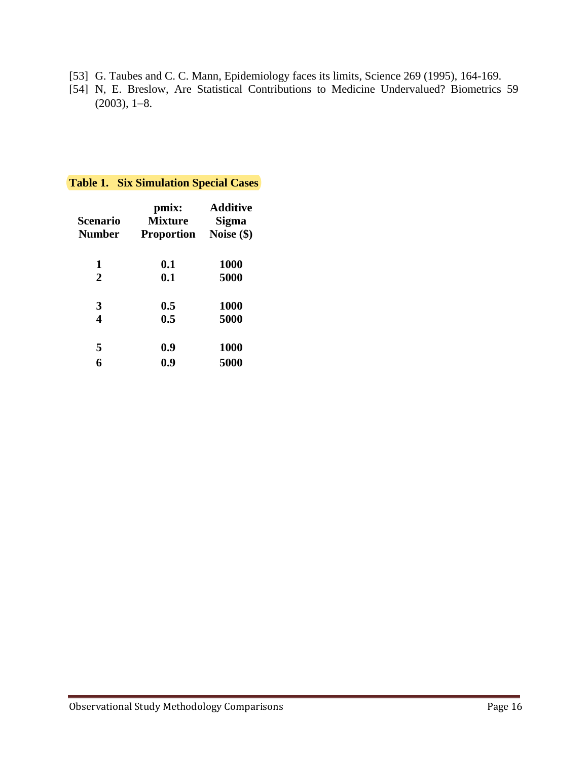[53] G. Taubes and C. C. Mann, Epidemiology faces its limits, Science 269 (1995), 164-169.

[54] N, E. Breslow, Are Statistical Contributions to Medicine Undervalued? Biometrics 59 (2003), 1–8.

**Table 1. Six Simulation Special Cases**

| Scenario Number | pmix: Mixture Proportion | Additive Sigma Noise ($) |
|---|---|---|
| **1** | **0.1** | **1000** |
| **2** | **0.1** | **5000** |
| **3** | **0.5** | **1000** |
| **4** | **0.5** | **5000** |
| **5** | **0.9** | **1000** |
| **6** | **0.9** | **5000** |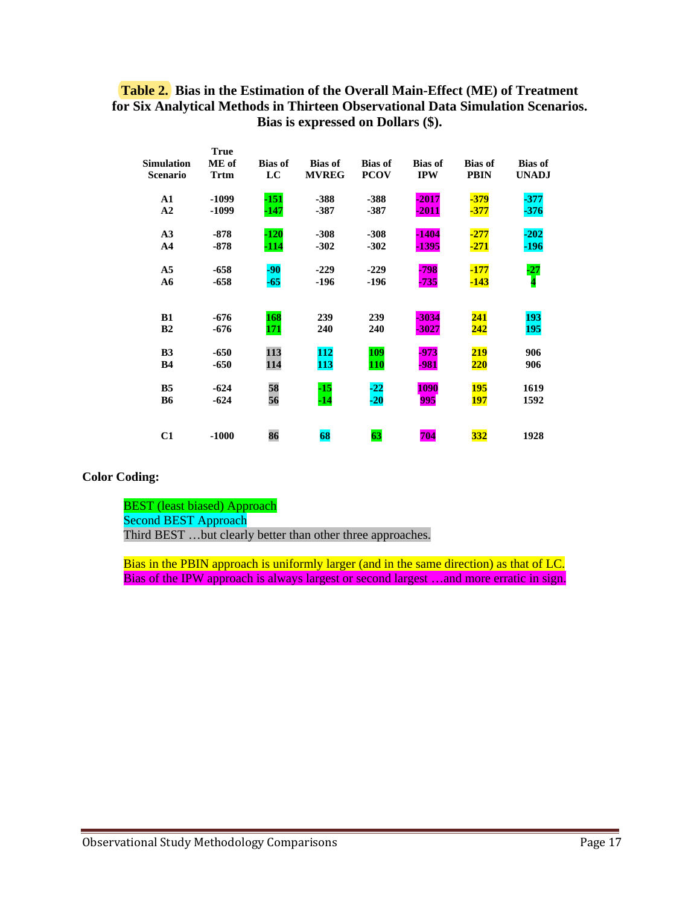**Table 2.** **Bias in the Estimation of the Overall Main-Effect (ME) of Treatment for Six Analytical Methods in Thirteen Observational Data Simulation Scenarios. Bias is expressed on Dollars ($).**

| Simulation Scenario | True ME of Trtm | Bias of LC | Bias of MVREG | Bias of PCOV | Bias of IPW | Bias of PBIN | Bias of UNADJ |
|---|---|---|---|---|---|---|---|
| A1 | -1099 | -151 | -388 | -388 | -2017 | -379 | -377 |
| A2 | -1099 | -147 | -387 | -387 | -2011 | -377 | -376 |
| A3 | -878 | -120 | -308 | -308 | -1404 | -277 | -202 |
| A4 | -878 | -114 | -302 | -302 | -1395 | -271 | -196 |
| A5 | -658 | -90 | -229 | -229 | -798 | -177 | -27 |
| A6 | -658 | -65 | -196 | -196 | -735 | -143 | 4 |
| B1 | -676 | 168 | 239 | 239 | -3034 | 241 | 193 |
| B2 | -676 | 171 | 240 | 240 | -3027 | 242 | 195 |
| B3 | -650 | 113 | 112 | 109 | -973 | 219 | 906 |
| B4 | -650 | 114 | 113 | 110 | -981 | 220 | 906 |
| B5 | -624 | 58 | -15 | -22 | 1090 | 195 | 1619 |
| B6 | -624 | 56 | -14 | -20 | 995 | 197 | 1592 |
| C1 | -1000 | 86 | 68 | 63 | 704 | 332 | 1928 |

**Color Coding:**

BEST (least biased) Approach
Second BEST Approach
Third BEST …but clearly better than other three approaches.

Bias in the PBIN approach is uniformly larger (and in the same direction) as that of LC.
Bias of the IPW approach is always largest or second largest …and more erratic in sign.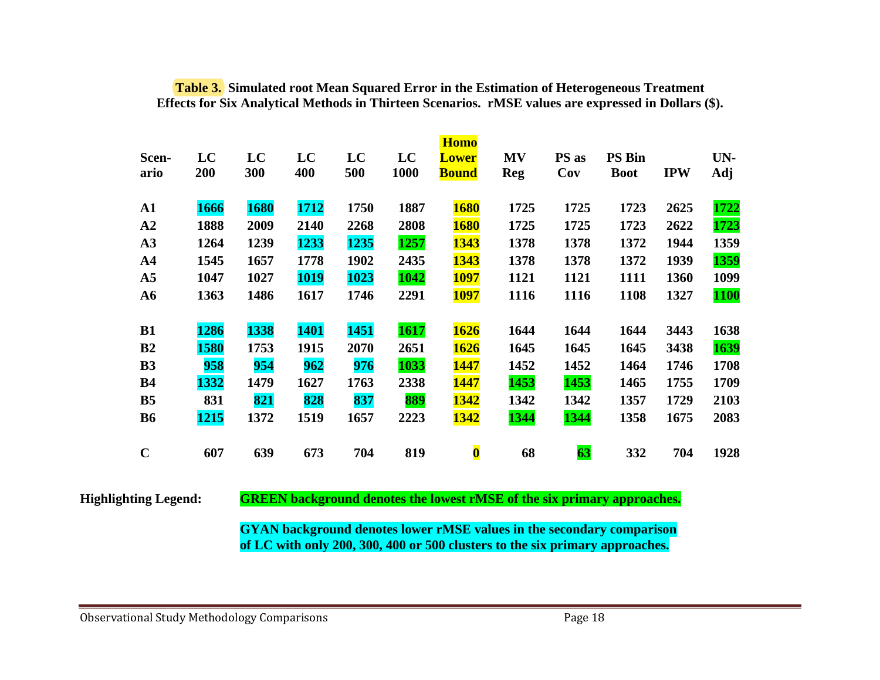**Table 3.** **Simulated root Mean Squared Error in the Estimation of Heterogeneous Treatment Effects for Six Analytical Methods in Thirteen Scenarios. rMSE values are expressed in Dollars ($).**

| Scen-ario | LC 200 | LC 300 | LC 400 | LC 500 | LC 1000 | Homo Lower Bound | MV Reg | PS as Cov | PS Bin Boot | IPW | UN-Adj |
|---|---|---|---|---|---|---|---|---|---|---|---|
| **A1** | 1666 | 1680 | 1712 | 1750 | 1887 | 1680 | 1725 | 1725 | 1723 | 2625 | 1722 |
| **A2** | 1888 | 2009 | 2140 | 2268 | 2808 | 1680 | 1725 | 1725 | 1723 | 2622 | 1723 |
| **A3** | 1264 | 1239 | 1233 | 1235 | 1257 | 1343 | 1378 | 1378 | 1372 | 1944 | 1359 |
| **A4** | 1545 | 1657 | 1778 | 1902 | 2435 | 1343 | 1378 | 1378 | 1372 | 1939 | 1359 |
| **A5** | 1047 | 1027 | 1019 | 1023 | 1042 | 1097 | 1121 | 1121 | 1111 | 1360 | 1099 |
| **A6** | 1363 | 1486 | 1617 | 1746 | 2291 | 1097 | 1116 | 1116 | 1108 | 1327 | 1100 |
| **B1** | 1286 | 1338 | 1401 | 1451 | 1617 | 1626 | 1644 | 1644 | 1644 | 3443 | 1638 |
| **B2** | 1580 | 1753 | 1915 | 2070 | 2651 | 1626 | 1645 | 1645 | 1645 | 3438 | 1639 |
| **B3** | 958 | 954 | 962 | 976 | 1033 | 1447 | 1452 | 1452 | 1464 | 1746 | 1708 |
| **B4** | 1332 | 1479 | 1627 | 1763 | 2338 | 1447 | 1453 | 1453 | 1465 | 1755 | 1709 |
| **B5** | 831 | 821 | 828 | 837 | 889 | 1342 | 1342 | 1342 | 1357 | 1729 | 2103 |
| **B6** | 1215 | 1372 | 1519 | 1657 | 2223 | 1342 | 1344 | 1344 | 1358 | 1675 | 2083 |
| **C** | 607 | 639 | 673 | 704 | 819 | 0 | 68 | 63 | 332 | 704 | 1928 |

**Highlighting Legend:**

**GREEN background denotes the lowest rMSE of the six primary approaches.**

**GYAN background denotes lower rMSE values in the secondary comparison of LC with only 200, 300, 400 or 500 clusters to the six primary approaches.**